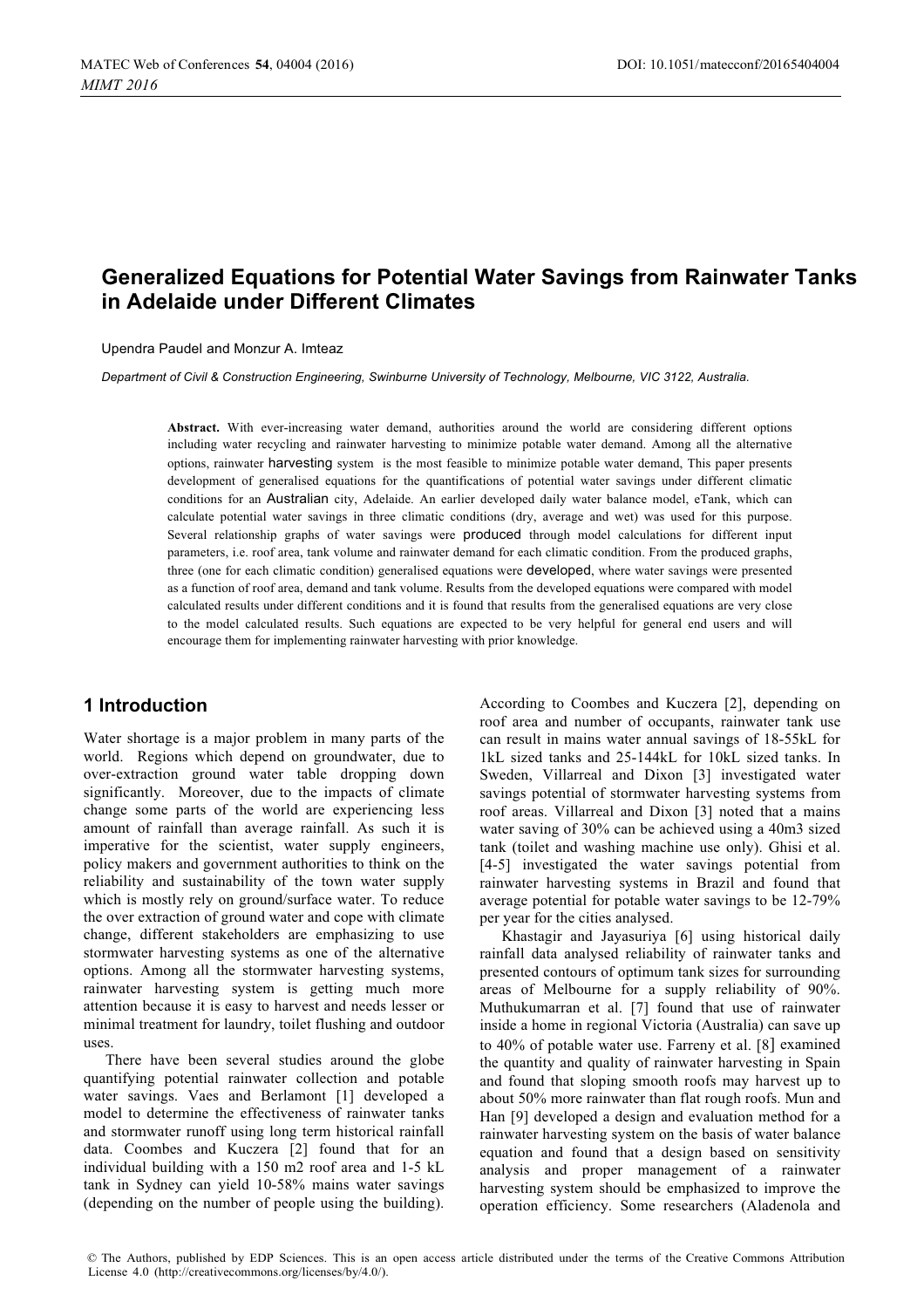# Generalized Equations for Potential Water Savings from Rainwater Tanks in Adelaide under Different Climates

Upendra Paudel and Monzur A. Imteaz

*Department of Civil & Construction Engineering, Swinburne University of Technology, Melbourne, VIC 3122, Australia.*

**Abstract.** With ever-increasing water demand, authorities around the world are considering different options including water recycling and rainwater harvesting to minimize potable water demand. Among all the alternative options, rainwater harvesting system is the most feasible to minimize potable water demand, This paper presents development of generalised equations for the quantifications of potential water savings under different climatic conditions for an Australian city, Adelaide. An earlier developed daily water balance model, eTank, which can calculate potential water savings in three climatic conditions (dry, average and wet) was used for this purpose. Several relationship graphs of water savings were produced through model calculations for different input parameters, i.e. roof area, tank volume and rainwater demand for each climatic condition. From the produced graphs, three (one for each climatic condition) generalised equations were developed, where water savings were presented as a function of roof area, demand and tank volume. Results from the developed equations were compared with model calculated results under different conditions and it is found that results from the generalised equations are very close to the model calculated results. Such equations are expected to be very helpful for general end users and will encourage them for implementing rainwater harvesting with prior knowledge.

## 1 Introduction

Water shortage is a major problem in many parts of the world. Regions which depend on groundwater, due to over-extraction ground water table dropping down significantly. Moreover, due to the impacts of climate change some parts of the world are experiencing less amount of rainfall than average rainfall. As such it is imperative for the scientist, water supply engineers, policy makers and government authorities to think on the reliability and sustainability of the town water supply which is mostly rely on ground/surface water. To reduce the over extraction of ground water and cope with climate change, different stakeholders are emphasizing to use stormwater harvesting systems as one of the alternative options. Among all the stormwater harvesting systems, rainwater harvesting system is getting much more attention because it is easy to harvest and needs lesser or minimal treatment for laundry, toilet flushing and outdoor uses.

There have been several studies around the globe quantifying potential rainwater collection and potable water savings. Vaes and Berlamont [1] developed a model to determine the effectiveness of rainwater tanks and stormwater runoff using long term historical rainfall data. Coombes and Kuczera [2] found that for an individual building with a 150 m2 roof area and 1-5 kL tank in Sydney can yield 10-58% mains water savings (depending on the number of people using the building). According to Coombes and Kuczera [2], depending on roof area and number of occupants, rainwater tank use can result in mains water annual savings of 18-55kL for 1kL sized tanks and 25-144kL for 10kL sized tanks. In Sweden, Villarreal and Dixon [3] investigated water savings potential of stormwater harvesting systems from roof areas. Villarreal and Dixon [3] noted that a mains water saving of 30% can be achieved using a 40m3 sized tank (toilet and washing machine use only). Ghisi et al. [4-5] investigated the water savings potential from rainwater harvesting systems in Brazil and found that average potential for potable water savings to be 12-79% per year for the cities analysed.

Khastagir and Jayasuriya [6] using historical daily rainfall data analysed reliability of rainwater tanks and presented contours of optimum tank sizes for surrounding areas of Melbourne for a supply reliability of 90%. Muthukumarran et al. [7] found that use of rainwater inside a home in regional Victoria (Australia) can save up to 40% of potable water use. Farreny et al. [8] examined the quantity and quality of rainwater harvesting in Spain and found that sloping smooth roofs may harvest up to about 50% more rainwater than flat rough roofs. Mun and Han [9] developed a design and evaluation method for a rainwater harvesting system on the basis of water balance equation and found that a design based on sensitivity analysis and proper management of a rainwater harvesting system should be emphasized to improve the operation efficiency. Some researchers (Aladenola and

© The Authors, published by EDP Sciences. This is an open access article distributed under the terms of the Creative Commons Attribution License 4.0 (http://creativecommons.org/licenses/by/4.0/).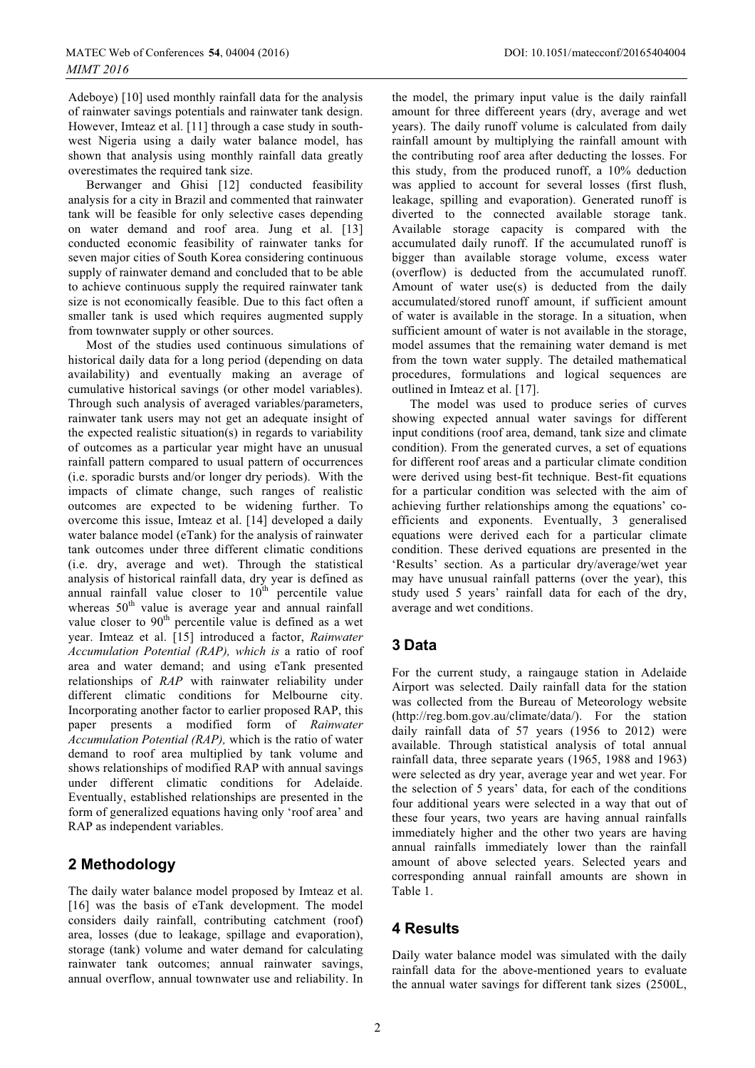Adeboye) [10] used monthly rainfall data for the analysis of rainwater savings potentials and rainwater tank design. However, Imteaz et al. [11] through a case study in south-west Nigeria using a daily water balance model, has shown that analysis using monthly rainfall data greatly overestimates the required tank size.

Berwanger and Ghisi [12] conducted feasibility analysis for a city in Brazil and commented that rainwater tank will be feasible for only selective cases depending on water demand and roof area. Jung et al. [13] conducted economic feasibility of rainwater tanks for seven major cities of South Korea considering continuous supply of rainwater demand and concluded that to be able to achieve continuous supply the required rainwater tank size is not economically feasible. Due to this fact often a smaller tank is used which requires augmented supply from townwater supply or other sources.

Most of the studies used continuous simulations of historical daily data for a long period (depending on data availability) and eventually making an average of cumulative historical savings (or other model variables). Through such analysis of averaged variables/parameters, rainwater tank users may not get an adequate insight of the expected realistic situation(s) in regards to variability of outcomes as a particular year might have an unusual rainfall pattern compared to usual pattern of occurrences (i.e. sporadic bursts and/or longer dry periods). With the impacts of climate change, such ranges of realistic outcomes are expected to be widening further. To overcome this issue, Imteaz et al. [14] developed a daily water balance model (eTank) for the analysis of rainwater tank outcomes under three different climatic conditions (i.e. dry, average and wet). Through the statistical analysis of historical rainfall data, dry year is defined as annual rainfall value closer to $10^{th}$ percentile value whereas $50^{th}$ value is average year and annual rainfall value closer to $90^{th}$ percentile value is defined as a wet year. Imteaz et al. [15] introduced a factor, *Rainwater Accumulation Potential (RAP), which is* a ratio of roof area and water demand; and using eTank presented relationships of *RAP* with rainwater reliability under different climatic conditions for Melbourne city. Incorporating another factor to earlier proposed RAP, this paper presents a modified form of *Rainwater Accumulation Potential (RAP),* which is the ratio of water demand to roof area multiplied by tank volume and shows relationships of modified RAP with annual savings under different climatic conditions for Adelaide. Eventually, established relationships are presented in the form of generalized equations having only 'roof area' and RAP as independent variables.

## 2 Methodology

The daily water balance model proposed by Imteaz et al. [16] was the basis of eTank development. The model considers daily rainfall, contributing catchment (roof) area, losses (due to leakage, spillage and evaporation), storage (tank) volume and water demand for calculating rainwater tank outcomes; annual rainwater savings, annual overflow, annual townwater use and reliability. In the model, the primary input value is the daily rainfall amount for three differeent years (dry, average and wet years). The daily runoff volume is calculated from daily rainfall amount by multiplying the rainfall amount with the contributing roof area after deducting the losses. For this study, from the produced runoff, a 10% deduction was applied to account for several losses (first flush, leakage, spilling and evaporation). Generated runoff is diverted to the connected available storage tank. Available storage capacity is compared with the accumulated daily runoff. If the accumulated runoff is bigger than available storage volume, excess water (overflow) is deducted from the accumulated runoff. Amount of water use(s) is deducted from the daily accumulated/stored runoff amount, if sufficient amount of water is available in the storage. In a situation, when sufficient amount of water is not available in the storage, model assumes that the remaining water demand is met from the town water supply. The detailed mathematical procedures, formulations and logical sequences are outlined in Imteaz et al. [17].

The model was used to produce series of curves showing expected annual water savings for different input conditions (roof area, demand, tank size and climate condition). From the generated curves, a set of equations for different roof areas and a particular climate condition were derived using best-fit technique. Best-fit equations for a particular condition was selected with the aim of achieving further relationships among the equations' co-efficients and exponents. Eventually, 3 generalised equations were derived each for a particular climate condition. These derived equations are presented in the 'Results' section. As a particular dry/average/wet year may have unusual rainfall patterns (over the year), this study used 5 years' rainfall data for each of the dry, average and wet conditions.

## 3 Data

For the current study, a raingauge station in Adelaide Airport was selected. Daily rainfall data for the station was collected from the Bureau of Meteorology website (http://reg.bom.gov.au/climate/data/). For the station daily rainfall data of 57 years (1956 to 2012) were available. Through statistical analysis of total annual rainfall data, three separate years (1965, 1988 and 1963) were selected as dry year, average year and wet year. For the selection of 5 years' data, for each of the conditions four additional years were selected in a way that out of these four years, two years are having annual rainfalls immediately higher and the other two years are having annual rainfalls immediately lower than the rainfall amount of above selected years. Selected years and corresponding annual rainfall amounts are shown in Table 1.

## 4 Results

Daily water balance model was simulated with the daily rainfall data for the above-mentioned years to evaluate the annual water savings for different tank sizes (2500L,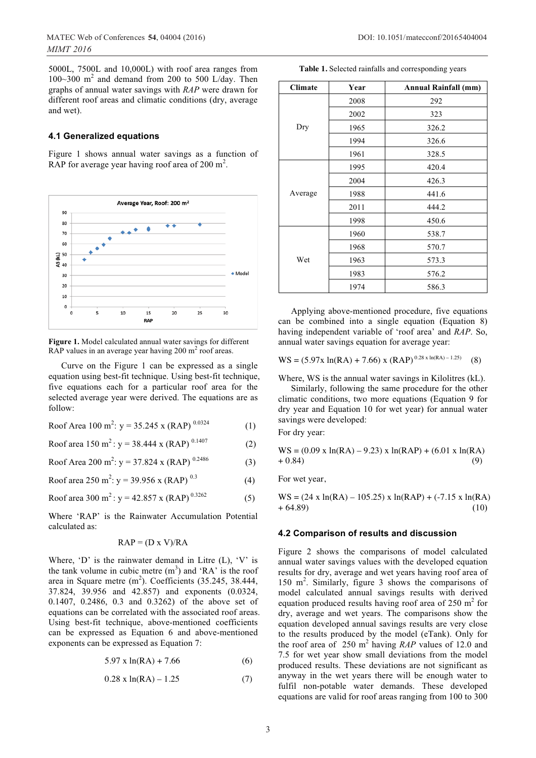5000L, 7500L and 10,000L) with roof area ranges from 100~300 $m^2$ and demand from 200 to 500 L/day. Then graphs of annual water savings with *RAP* were drawn for different roof areas and climatic conditions (dry, average and wet).

### 4.1 Generalized equations

Figure 1 shows annual water savings as a function of RAP for average year having roof area of 200 $m^2$.

**Figure 1.** Model calculated annual water savings for different RAP values in an average year having 200 $m^2$ roof areas.

Curve on the Figure 1 can be expressed as a single equation using best-fit technique. Using best-fit technique, five equations each for a particular roof area for the selected average year were derived. The equations are as follow:

Roof Area 100 $m^2$: $y = 35.245 \times (RAP)^{0.0324}$ (1)

Roof area 150 $m^2$: $y = 38.444 \times (RAP)^{0.1407}$ (2)

Roof Area 200 $m^2$: $y = 37.824 \times (RAP)^{0.2486}$ (3)

Roof area 250 $m^2$: $y = 39.956 \times (RAP)^{0.3}$ (4)

Roof area 300 $m^2$: $y = 42.857 \times (RAP)^{0.3262}$ (5)

Where 'RAP' is the Rainwater Accumulation Potential calculated as:

$$RAP = (D \times V)/RA$$

Where, 'D' is the rainwater demand in Litre (L), 'V' is the tank volume in cubic metre ($m^3$) and 'RA' is the roof area in Square metre ($m^2$). Coefficients (35.245, 38.444, 37.824, 39.956 and 42.857) and exponents (0.0324, 0.1407, 0.2486, 0.3 and 0.3262) of the above set of equations can be correlated with the associated roof areas. Using best-fit technique, above-mentioned coefficients can be expressed as Equation 6 and above-mentioned exponents can be expressed as Equation 7:

$$5.97 \times \ln(RA) + 7.66 \quad (6)$$

$$0.28 \times \ln(RA) - 1.25 \quad (7)$$

**Table 1.** Selected rainfalls and corresponding years

| Climate | Year | Annual Rainfall (mm) |
|---|---|---|
| Dry | 2008 | 292 |
| | 2002 | 323 |
| | 1965 | 326.2 |
| | 1994 | 326.6 |
| | 1961 | 328.5 |
| Average | 1995 | 420.4 |
| | 2004 | 426.3 |
| | 1988 | 441.6 |
| | 2011 | 444.2 |
| | 1998 | 450.6 |
| Wet | 1960 | 538.7 |
| | 1968 | 570.7 |
| | 1963 | 573.3 |
| | 1983 | 576.2 |
| | 1974 | 586.3 |

Applying above-mentioned procedure, five equations can be combined into a single equation (Equation 8) having independent variable of 'roof area' and *RAP*. So, annual water savings equation for average year:

$$WS = (5.97 \times \ln(RA) + 7.66) \times (RAP)^{0.28 \times \ln(RA) - 1.25} \quad (8)$$

Where, WS is the annual water savings in Kilolitres (kL).

Similarly, following the same procedure for the other climatic conditions, two more equations (Equation 9 for dry year and Equation 10 for wet year) for annual water savings were developed:

For dry year:

$$WS = (0.09 \times \ln(RA) - 9.23) \times \ln(RAP) + (6.01 \times \ln(RA) + 0.84) \quad (9)$$

For wet year,

$$WS = (24 \times \ln(RA) - 105.25) \times \ln(RAP) + (-7.15 \times \ln(RA) + 64.89) \quad (10)$$

### 4.2 Comparison of results and discussion

Figure 2 shows the comparisons of model calculated annual water savings values with the developed equation results for dry, average and wet years having roof area of 150 $m^2$. Similarly, figure 3 shows the comparisons of model calculated annual savings results with derived equation produced results having roof area of 250 $m^2$ for dry, average and wet years. The comparisons show the equation developed annual savings results are very close to the results produced by the model (eTank). Only for the roof area of 250 $m^2$ having *RAP* values of 12.0 and 7.5 for wet year show small deviations from the model produced results. These deviations are not significant as anyway in the wet years there will be enough water to fulfil non-potable water demands. These developed equations are valid for roof areas ranging from 100 to 300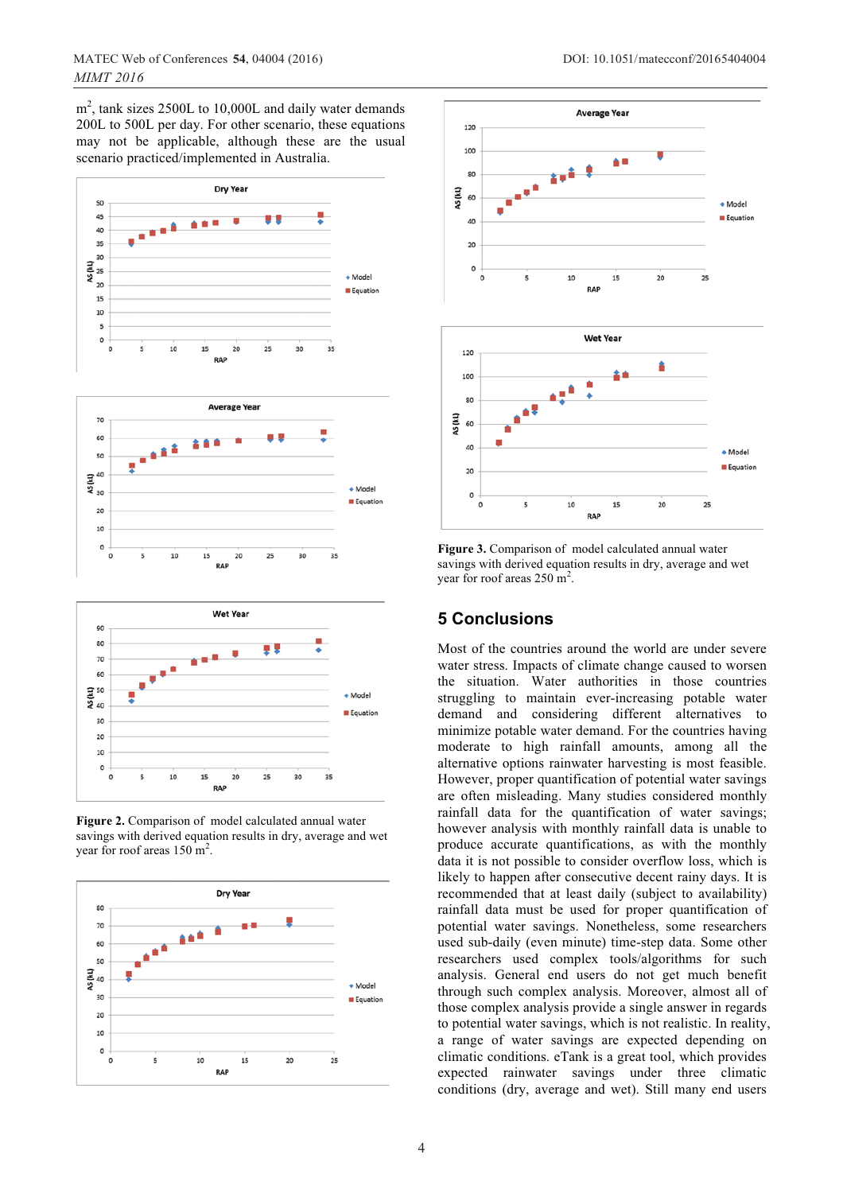m$^2$, tank sizes 2500L to 10,000L and daily water demands 200L to 500L per day. For other scenario, these equations may not be applicable, although these are the usual scenario practiced/implemented in Australia.

**Figure 2.** Comparison of model calculated annual water savings with derived equation results in dry, average and wet year for roof areas 150 m$^2$.

**Figure 3.** Comparison of model calculated annual water savings with derived equation results in dry, average and wet year for roof areas 250 m$^2$.

## 5 Conclusions

Most of the countries around the world are under severe water stress. Impacts of climate change caused to worsen the situation. Water authorities in those countries struggling to maintain ever-increasing potable water demand and considering different alternatives to minimize potable water demand. For the countries having moderate to high rainfall amounts, among all the alternative options rainwater harvesting is most feasible. However, proper quantification of potential water savings are often misleading. Many studies considered monthly rainfall data for the quantification of water savings; however analysis with monthly rainfall data is unable to produce accurate quantifications, as with the monthly data it is not possible to consider overflow loss, which is likely to happen after consecutive decent rainy days. It is recommended that at least daily (subject to availability) rainfall data must be used for proper quantification of potential water savings. Nonetheless, some researchers used sub-daily (even minute) time-step data. Some other researchers used complex tools/algorithms for such analysis. General end users do not get much benefit through such complex analysis. Moreover, almost all of those complex analysis provide a single answer in regards to potential water savings, which is not realistic. In reality, a range of water savings are expected depending on climatic conditions. eTank is a great tool, which provides expected rainwater savings under three climatic conditions (dry, average and wet). Still many end users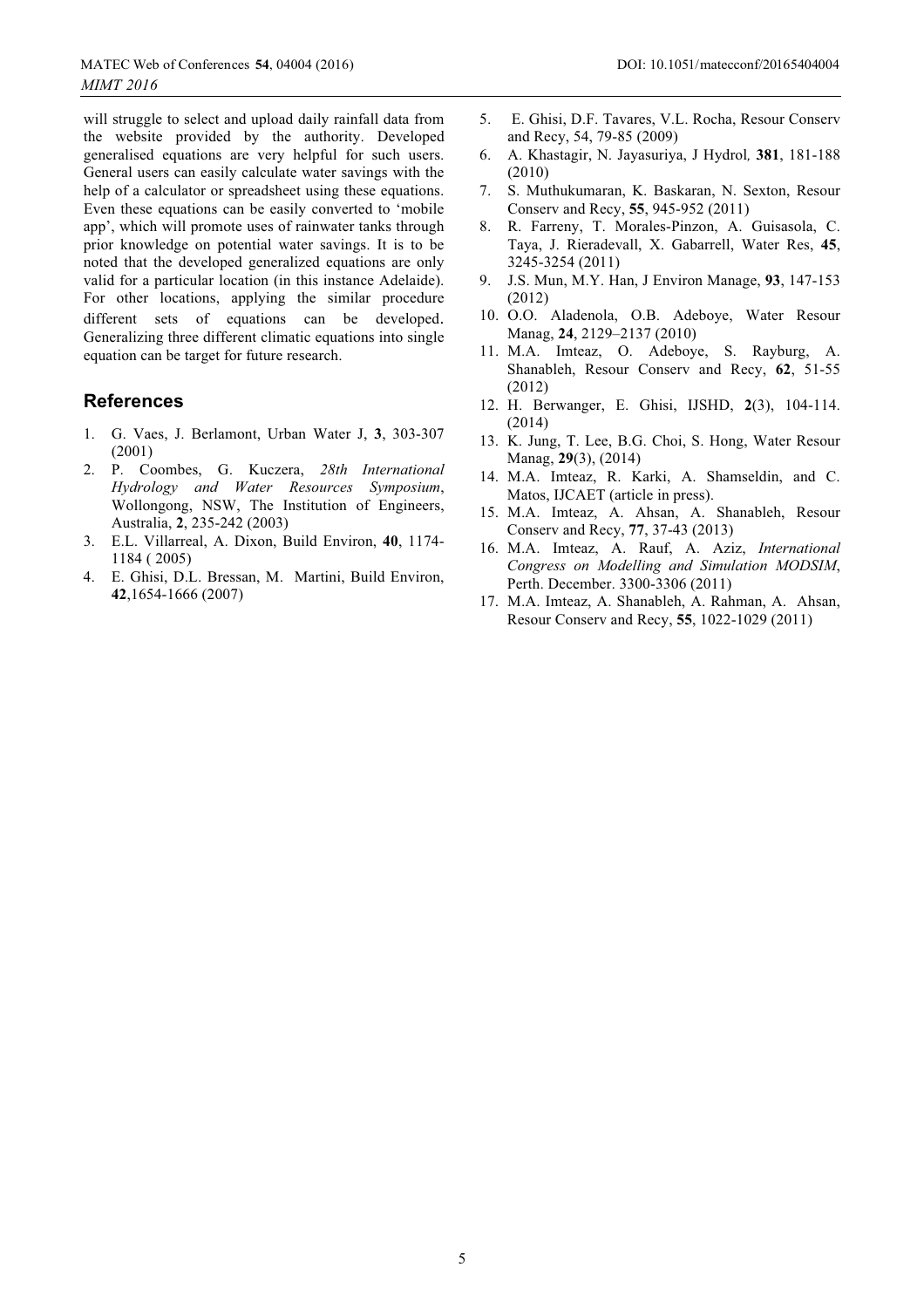will struggle to select and upload daily rainfall data from the website provided by the authority. Developed generalised equations are very helpful for such users. General users can easily calculate water savings with the help of a calculator or spreadsheet using these equations. Even these equations can be easily converted to 'mobile app', which will promote uses of rainwater tanks through prior knowledge on potential water savings. It is to be noted that the developed generalized equations are only valid for a particular location (in this instance Adelaide). For other locations, applying the similar procedure different sets of equations can be developed. Generalizing three different climatic equations into single equation can be target for future research.

## References

1. G. Vaes, J. Berlamont, Urban Water J, **3**, 303-307 (2001)
2. P. Coombes, G. Kuczera, *28th International Hydrology and Water Resources Symposium*, Wollongong, NSW, The Institution of Engineers, Australia, **2**, 235-242 (2003)
3. E.L. Villarreal, A. Dixon, Build Environ, **40**, 1174-1184 ( 2005)
4. E. Ghisi, D.L. Bressan, M. Martini, Build Environ, **42**,1654-1666 (2007)
5. E. Ghisi, D.F. Tavares, V.L. Rocha, Resour Conserv and Recy, 54, 79-85 (2009)
6. A. Khastagir, N. Jayasuriya, J Hydrol, **381**, 181-188 (2010)
7. S. Muthukumaran, K. Baskaran, N. Sexton, Resour Conserv and Recy, **55**, 945-952 (2011)
8. R. Farreny, T. Morales-Pinzon, A. Guisasola, C. Taya, J. Rieradevall, X. Gabarrell, Water Res, **45**, 3245-3254 (2011)
9. J.S. Mun, M.Y. Han, J Environ Manage, **93**, 147-153 (2012)
10. O.O. Aladenola, O.B. Adeboye, Water Resour Manag, **24**, 2129–2137 (2010)
11. M.A. Imteaz, O. Adeboye, S. Rayburg, A. Shanableh, Resour Conserv and Recy, **62**, 51-55 (2012)
12. H. Berwanger, E. Ghisi, IJSHD, **2**(3), 104-114. (2014)
13. K. Jung, T. Lee, B.G. Choi, S. Hong, Water Resour Manag, **29**(3), (2014)
14. M.A. Imteaz, R. Karki, A. Shamseldin, and C. Matos, IJCAET (article in press).
15. M.A. Imteaz, A. Ahsan, A. Shanableh, Resour Conserv and Recy, **77**, 37-43 (2013)
16. M.A. Imteaz, A. Rauf, A. Aziz, *International Congress on Modelling and Simulation MODSIM*, Perth. December. 3300-3306 (2011)
17. M.A. Imteaz, A. Shanableh, A. Rahman, A. Ahsan, Resour Conserv and Recy, **55**, 1022-1029 (2011)